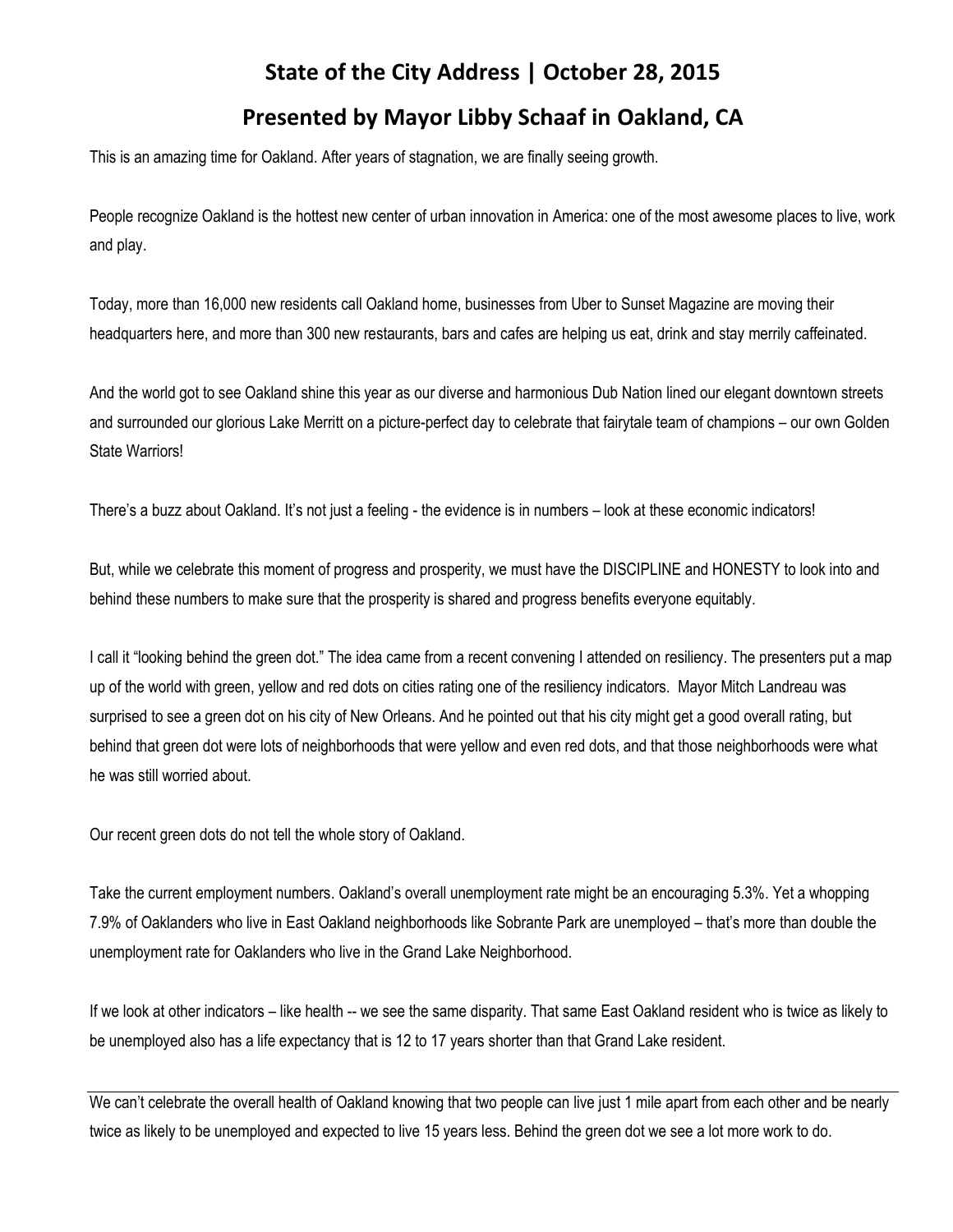# State of the City Address | October 28, 2015

## Presented by Mayor Libby Schaaf in Oakland, CA

This is an amazing time for Oakland. After years of stagnation, we are finally seeing growth.

People recognize Oakland is the hottest new center of urban innovation in America: one of the most awesome places to live, work and play.

Today, more than 16,000 new residents call Oakland home, businesses from Uber to Sunset Magazine are moving their headquarters here, and more than 300 new restaurants, bars and cafes are helping us eat, drink and stay merrily caffeinated.

And the world got to see Oakland shine this year as our diverse and harmonious Dub Nation lined our elegant downtown streets and surrounded our glorious Lake Merritt on a picture-perfect day to celebrate that fairytale team of champions – our own Golden State Warriors!

There's a buzz about Oakland. It's not just a feeling - the evidence is in numbers – look at these economic indicators!

But, while we celebrate this moment of progress and prosperity, we must have the DISCIPLINE and HONESTY to look into and behind these numbers to make sure that the prosperity is shared and progress benefits everyone equitably.

I call it "looking behind the green dot." The idea came from a recent convening I attended on resiliency. The presenters put a map up of the world with green, yellow and red dots on cities rating one of the resiliency indicators. Mayor Mitch Landreau was surprised to see a green dot on his city of New Orleans. And he pointed out that his city might get a good overall rating, but behind that green dot were lots of neighborhoods that were yellow and even red dots, and that those neighborhoods were what he was still worried about.

Our recent green dots do not tell the whole story of Oakland.

Take the current employment numbers. Oakland's overall unemployment rate might be an encouraging 5.3%. Yet a whopping 7.9% of Oaklanders who live in East Oakland neighborhoods like Sobrante Park are unemployed – that's more than double the unemployment rate for Oaklanders who live in the Grand Lake Neighborhood.

If we look at other indicators – like health -- we see the same disparity. That same East Oakland resident who is twice as likely to be unemployed also has a life expectancy that is 12 to 17 years shorter than that Grand Lake resident.

---

We can't celebrate the overall health of Oakland knowing that two people can live just 1 mile apart from each other and be nearly twice as likely to be unemployed and expected to live 15 years less. Behind the green dot we see a lot more work to do.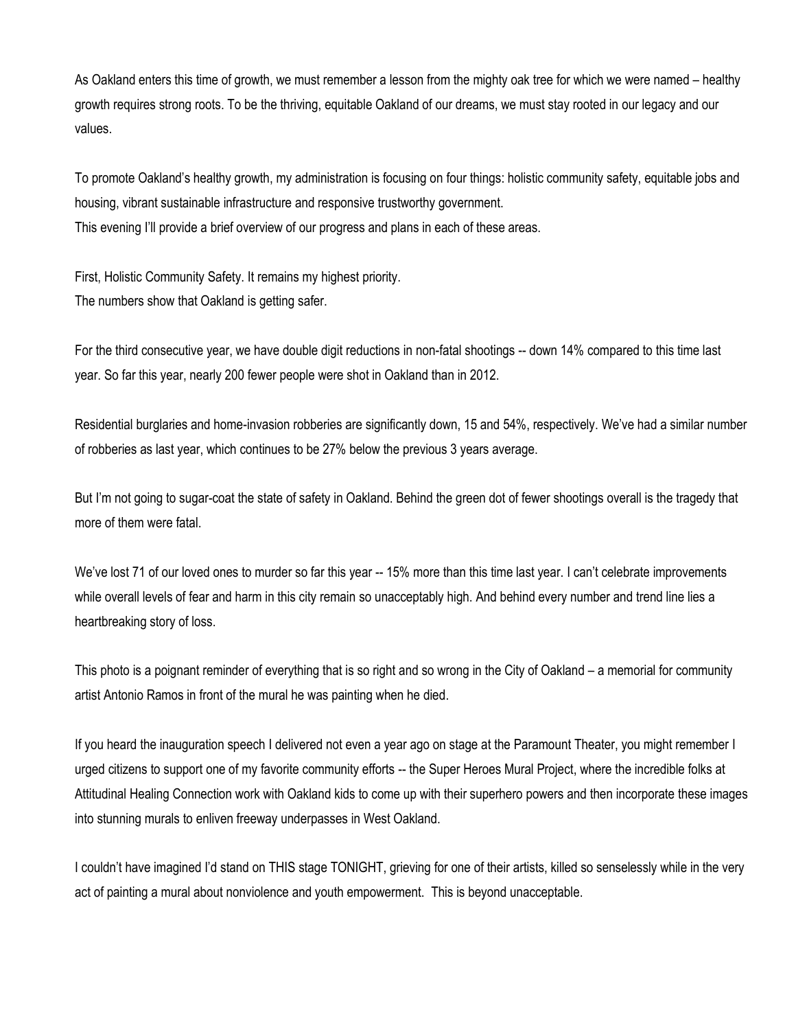As Oakland enters this time of growth, we must remember a lesson from the mighty oak tree for which we were named – healthy growth requires strong roots. To be the thriving, equitable Oakland of our dreams, we must stay rooted in our legacy and our values.

To promote Oakland's healthy growth, my administration is focusing on four things: holistic community safety, equitable jobs and housing, vibrant sustainable infrastructure and responsive trustworthy government.
This evening I'll provide a brief overview of our progress and plans in each of these areas.

First, Holistic Community Safety. It remains my highest priority.
The numbers show that Oakland is getting safer.

For the third consecutive year, we have double digit reductions in non-fatal shootings -- down 14% compared to this time last year. So far this year, nearly 200 fewer people were shot in Oakland than in 2012.

Residential burglaries and home-invasion robberies are significantly down, 15 and 54%, respectively. We've had a similar number of robberies as last year, which continues to be 27% below the previous 3 years average.

But I'm not going to sugar-coat the state of safety in Oakland. Behind the green dot of fewer shootings overall is the tragedy that more of them were fatal.

We've lost 71 of our loved ones to murder so far this year -- 15% more than this time last year. I can't celebrate improvements while overall levels of fear and harm in this city remain so unacceptably high. And behind every number and trend line lies a heartbreaking story of loss.

This photo is a poignant reminder of everything that is so right and so wrong in the City of Oakland – a memorial for community artist Antonio Ramos in front of the mural he was painting when he died.

If you heard the inauguration speech I delivered not even a year ago on stage at the Paramount Theater, you might remember I urged citizens to support one of my favorite community efforts -- the Super Heroes Mural Project, where the incredible folks at Attitudinal Healing Connection work with Oakland kids to come up with their superhero powers and then incorporate these images into stunning murals to enliven freeway underpasses in West Oakland.

I couldn't have imagined I'd stand on THIS stage TONIGHT, grieving for one of their artists, killed so senselessly while in the very act of painting a mural about nonviolence and youth empowerment. This is beyond unacceptable.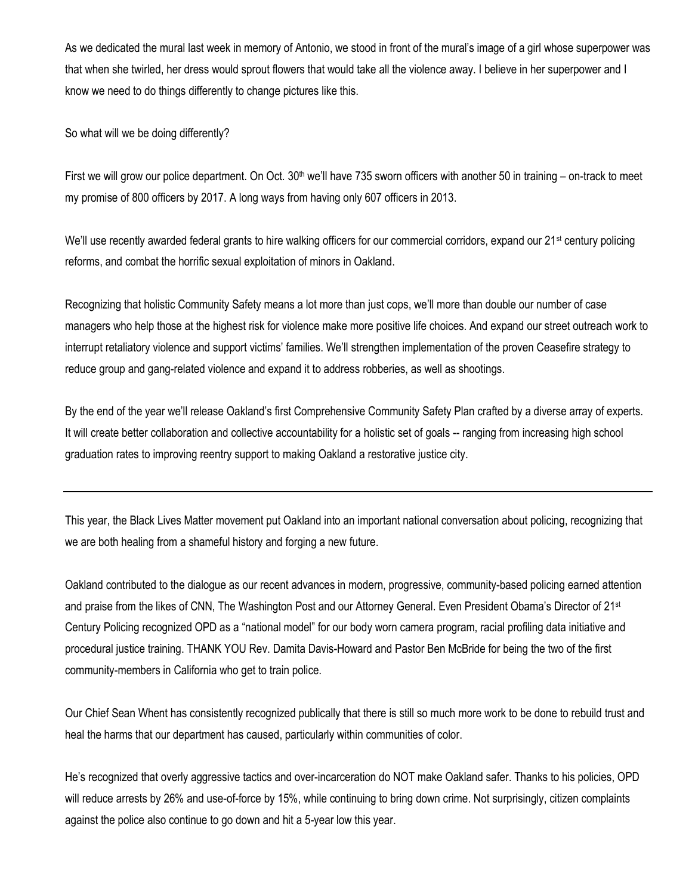As we dedicated the mural last week in memory of Antonio, we stood in front of the mural's image of a girl whose superpower was that when she twirled, her dress would sprout flowers that would take all the violence away. I believe in her superpower and I know we need to do things differently to change pictures like this.

So what will we be doing differently?

First we will grow our police department. On Oct. 30th we'll have 735 sworn officers with another 50 in training – on-track to meet my promise of 800 officers by 2017. A long ways from having only 607 officers in 2013.

We'll use recently awarded federal grants to hire walking officers for our commercial corridors, expand our 21st century policing reforms, and combat the horrific sexual exploitation of minors in Oakland.

Recognizing that holistic Community Safety means a lot more than just cops, we'll more than double our number of case managers who help those at the highest risk for violence make more positive life choices. And expand our street outreach work to interrupt retaliatory violence and support victims' families. We'll strengthen implementation of the proven Ceasefire strategy to reduce group and gang-related violence and expand it to address robberies, as well as shootings.

By the end of the year we'll release Oakland's first Comprehensive Community Safety Plan crafted by a diverse array of experts. It will create better collaboration and collective accountability for a holistic set of goals -- ranging from increasing high school graduation rates to improving reentry support to making Oakland a restorative justice city.

---

This year, the Black Lives Matter movement put Oakland into an important national conversation about policing, recognizing that we are both healing from a shameful history and forging a new future.

Oakland contributed to the dialogue as our recent advances in modern, progressive, community-based policing earned attention and praise from the likes of CNN, The Washington Post and our Attorney General. Even President Obama's Director of 21st Century Policing recognized OPD as a "national model" for our body worn camera program, racial profiling data initiative and procedural justice training. THANK YOU Rev. Damita Davis-Howard and Pastor Ben McBride for being the two of the first community-members in California who get to train police.

Our Chief Sean Whent has consistently recognized publically that there is still so much more work to be done to rebuild trust and heal the harms that our department has caused, particularly within communities of color.

He's recognized that overly aggressive tactics and over-incarceration do NOT make Oakland safer. Thanks to his policies, OPD will reduce arrests by 26% and use-of-force by 15%, while continuing to bring down crime. Not surprisingly, citizen complaints against the police also continue to go down and hit a 5-year low this year.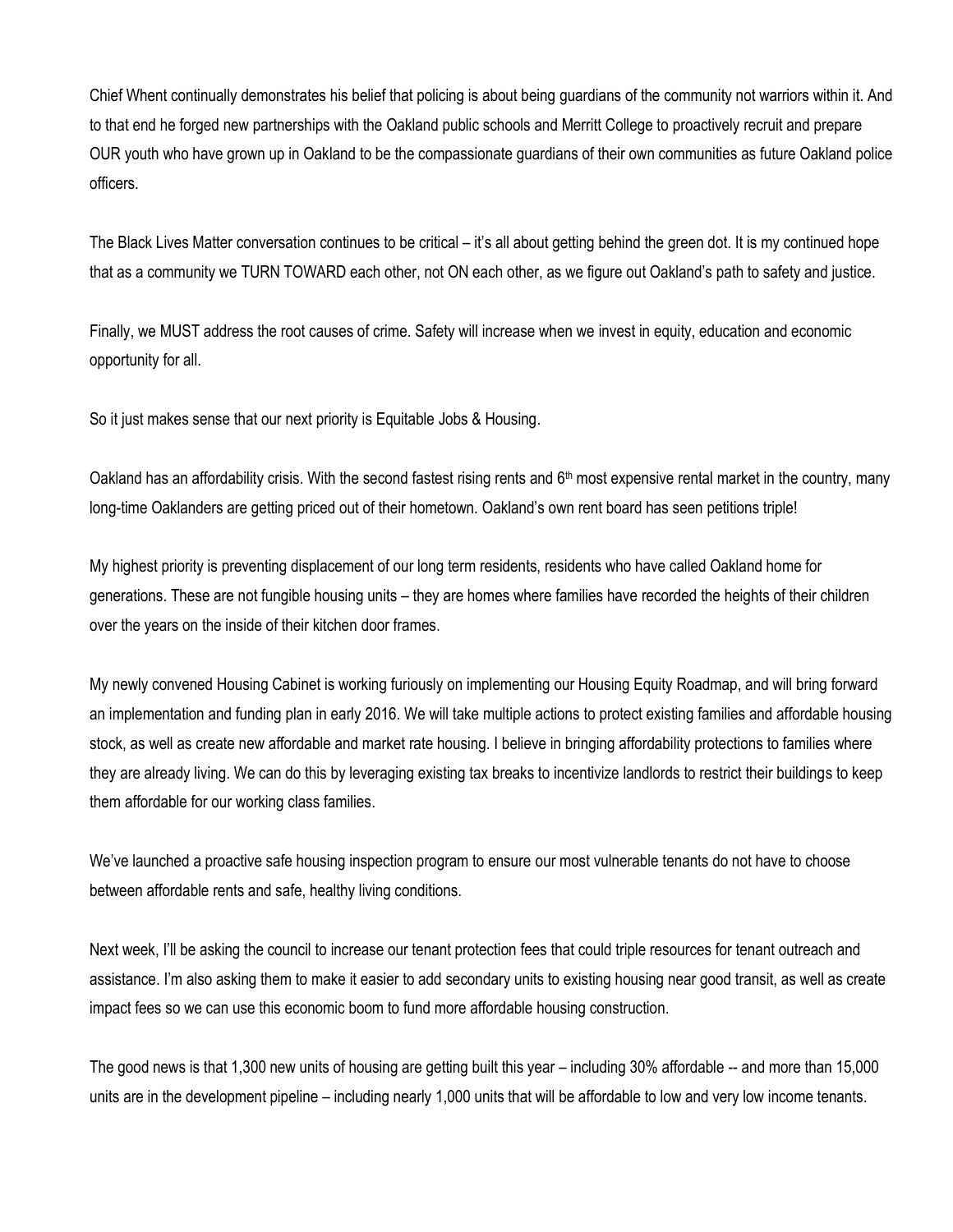Chief Whent continually demonstrates his belief that policing is about being guardians of the community not warriors within it. And to that end he forged new partnerships with the Oakland public schools and Merritt College to proactively recruit and prepare OUR youth who have grown up in Oakland to be the compassionate guardians of their own communities as future Oakland police officers.

The Black Lives Matter conversation continues to be critical – it's all about getting behind the green dot. It is my continued hope that as a community we TURN TOWARD each other, not ON each other, as we figure out Oakland's path to safety and justice.

Finally, we MUST address the root causes of crime. Safety will increase when we invest in equity, education and economic opportunity for all.

So it just makes sense that our next priority is Equitable Jobs & Housing.

Oakland has an affordability crisis. With the second fastest rising rents and 6th most expensive rental market in the country, many long-time Oaklanders are getting priced out of their hometown. Oakland's own rent board has seen petitions triple!

My highest priority is preventing displacement of our long term residents, residents who have called Oakland home for generations. These are not fungible housing units – they are homes where families have recorded the heights of their children over the years on the inside of their kitchen door frames.

My newly convened Housing Cabinet is working furiously on implementing our Housing Equity Roadmap, and will bring forward an implementation and funding plan in early 2016. We will take multiple actions to protect existing families and affordable housing stock, as well as create new affordable and market rate housing. I believe in bringing affordability protections to families where they are already living. We can do this by leveraging existing tax breaks to incentivize landlords to restrict their buildings to keep them affordable for our working class families.

We've launched a proactive safe housing inspection program to ensure our most vulnerable tenants do not have to choose between affordable rents and safe, healthy living conditions.

Next week, I'll be asking the council to increase our tenant protection fees that could triple resources for tenant outreach and assistance. I'm also asking them to make it easier to add secondary units to existing housing near good transit, as well as create impact fees so we can use this economic boom to fund more affordable housing construction.

The good news is that 1,300 new units of housing are getting built this year – including 30% affordable -- and more than 15,000 units are in the development pipeline – including nearly 1,000 units that will be affordable to low and very low income tenants.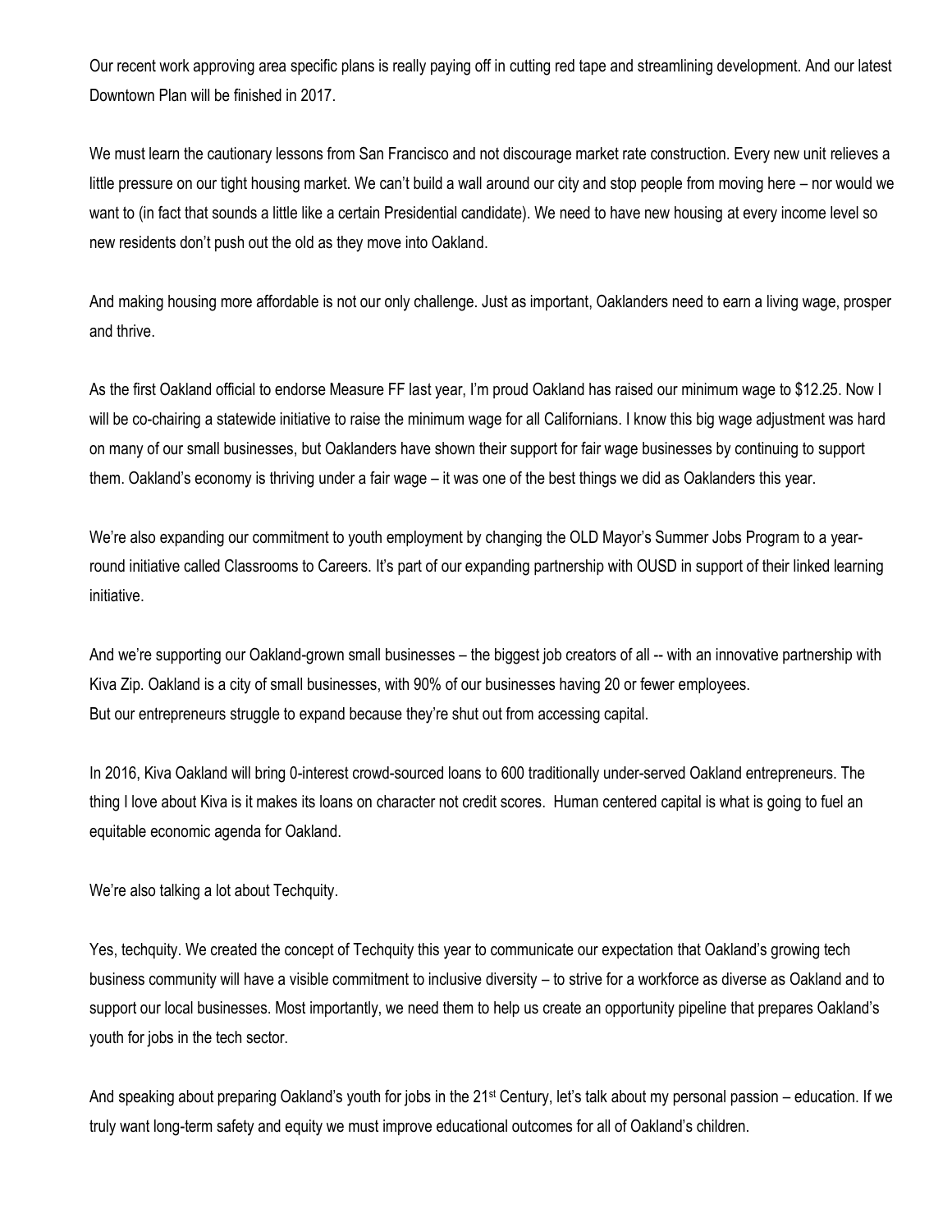Our recent work approving area specific plans is really paying off in cutting red tape and streamlining development. And our latest Downtown Plan will be finished in 2017.

We must learn the cautionary lessons from San Francisco and not discourage market rate construction. Every new unit relieves a little pressure on our tight housing market. We can't build a wall around our city and stop people from moving here – nor would we want to (in fact that sounds a little like a certain Presidential candidate). We need to have new housing at every income level so new residents don't push out the old as they move into Oakland.

And making housing more affordable is not our only challenge. Just as important, Oaklanders need to earn a living wage, prosper and thrive.

As the first Oakland official to endorse Measure FF last year, I'm proud Oakland has raised our minimum wage to $12.25. Now I will be co-chairing a statewide initiative to raise the minimum wage for all Californians. I know this big wage adjustment was hard on many of our small businesses, but Oaklanders have shown their support for fair wage businesses by continuing to support them. Oakland's economy is thriving under a fair wage – it was one of the best things we did as Oaklanders this year.

We're also expanding our commitment to youth employment by changing the OLD Mayor's Summer Jobs Program to a year-round initiative called Classrooms to Careers. It's part of our expanding partnership with OUSD in support of their linked learning initiative.

And we're supporting our Oakland-grown small businesses – the biggest job creators of all -- with an innovative partnership with Kiva Zip. Oakland is a city of small businesses, with 90% of our businesses having 20 or fewer employees.
But our entrepreneurs struggle to expand because they're shut out from accessing capital.

In 2016, Kiva Oakland will bring 0-interest crowd-sourced loans to 600 traditionally under-served Oakland entrepreneurs. The thing I love about Kiva is it makes its loans on character not credit scores. Human centered capital is what is going to fuel an equitable economic agenda for Oakland.

We're also talking a lot about Techquity.

Yes, techquity. We created the concept of Techquity this year to communicate our expectation that Oakland's growing tech business community will have a visible commitment to inclusive diversity – to strive for a workforce as diverse as Oakland and to support our local businesses. Most importantly, we need them to help us create an opportunity pipeline that prepares Oakland's youth for jobs in the tech sector.

And speaking about preparing Oakland's youth for jobs in the 21st Century, let's talk about my personal passion – education. If we truly want long-term safety and equity we must improve educational outcomes for all of Oakland's children.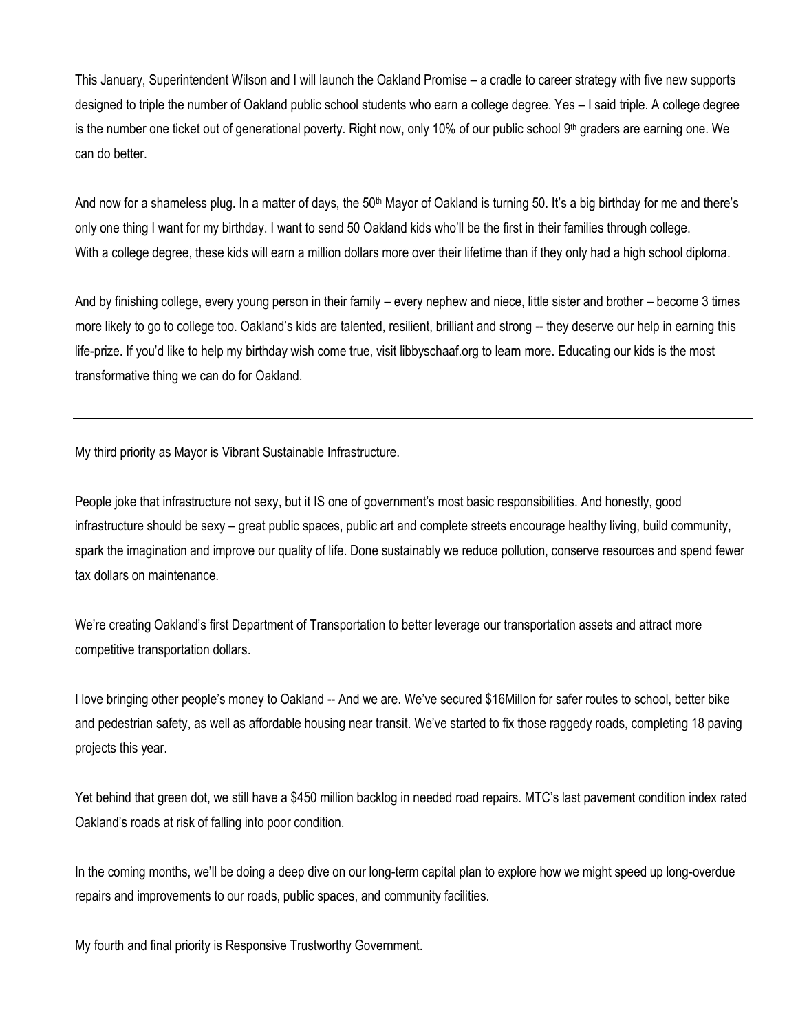This January, Superintendent Wilson and I will launch the Oakland Promise – a cradle to career strategy with five new supports designed to triple the number of Oakland public school students who earn a college degree. Yes – I said triple. A college degree is the number one ticket out of generational poverty. Right now, only 10% of our public school 9th graders are earning one. We can do better.

And now for a shameless plug. In a matter of days, the 50th Mayor of Oakland is turning 50. It's a big birthday for me and there's only one thing I want for my birthday. I want to send 50 Oakland kids who'll be the first in their families through college. With a college degree, these kids will earn a million dollars more over their lifetime than if they only had a high school diploma.

And by finishing college, every young person in their family – every nephew and niece, little sister and brother – become 3 times more likely to go to college too. Oakland's kids are talented, resilient, brilliant and strong -- they deserve our help in earning this life-prize. If you'd like to help my birthday wish come true, visit libbyschaaf.org to learn more. Educating our kids is the most transformative thing we can do for Oakland.

---

My third priority as Mayor is Vibrant Sustainable Infrastructure.

People joke that infrastructure not sexy, but it IS one of government's most basic responsibilities. And honestly, good infrastructure should be sexy – great public spaces, public art and complete streets encourage healthy living, build community, spark the imagination and improve our quality of life. Done sustainably we reduce pollution, conserve resources and spend fewer tax dollars on maintenance.

We're creating Oakland's first Department of Transportation to better leverage our transportation assets and attract more competitive transportation dollars.

I love bringing other people's money to Oakland -- And we are. We've secured $16Millon for safer routes to school, better bike and pedestrian safety, as well as affordable housing near transit. We've started to fix those raggedy roads, completing 18 paving projects this year.

Yet behind that green dot, we still have a $450 million backlog in needed road repairs. MTC's last pavement condition index rated Oakland's roads at risk of falling into poor condition.

In the coming months, we'll be doing a deep dive on our long-term capital plan to explore how we might speed up long-overdue repairs and improvements to our roads, public spaces, and community facilities.

My fourth and final priority is Responsive Trustworthy Government.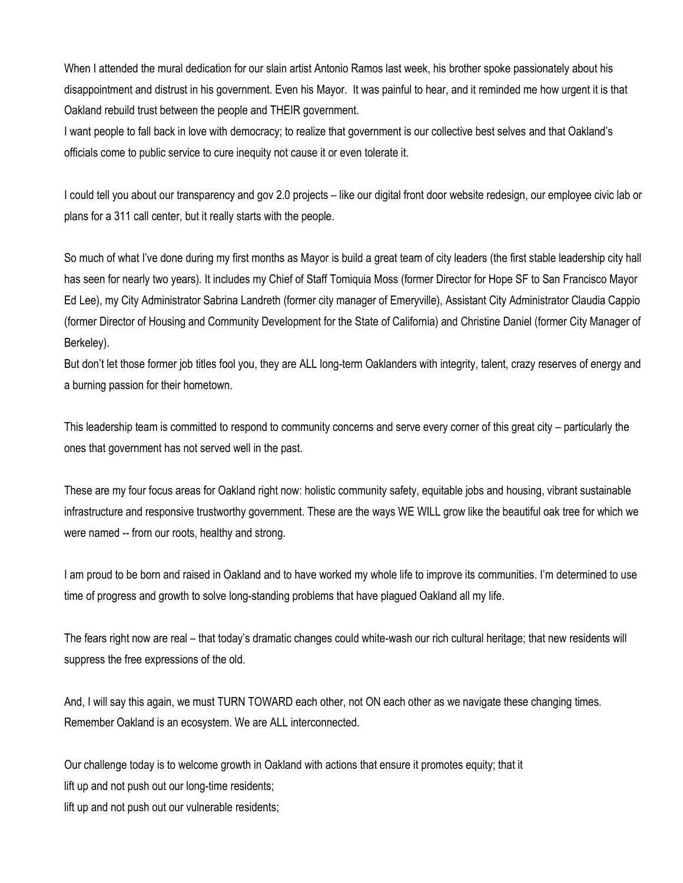When I attended the mural dedication for our slain artist Antonio Ramos last week, his brother spoke passionately about his disappointment and distrust in his government. Even his Mayor. It was painful to hear, and it reminded me how urgent it is that Oakland rebuild trust between the people and THEIR government.

I want people to fall back in love with democracy; to realize that government is our collective best selves and that Oakland's officials come to public service to cure inequity not cause it or even tolerate it.

I could tell you about our transparency and gov 2.0 projects – like our digital front door website redesign, our employee civic lab or plans for a 311 call center, but it really starts with the people.

So much of what I've done during my first months as Mayor is build a great team of city leaders (the first stable leadership city hall has seen for nearly two years). It includes my Chief of Staff Tomiquia Moss (former Director for Hope SF to San Francisco Mayor Ed Lee), my City Administrator Sabrina Landreth (former city manager of Emeryville), Assistant City Administrator Claudia Cappio (former Director of Housing and Community Development for the State of California) and Christine Daniel (former City Manager of Berkeley).

But don't let those former job titles fool you, they are ALL long-term Oaklanders with integrity, talent, crazy reserves of energy and a burning passion for their hometown.

This leadership team is committed to respond to community concerns and serve every corner of this great city – particularly the ones that government has not served well in the past.

These are my four focus areas for Oakland right now: holistic community safety, equitable jobs and housing, vibrant sustainable infrastructure and responsive trustworthy government. These are the ways WE WILL grow like the beautiful oak tree for which we were named -- from our roots, healthy and strong.

I am proud to be born and raised in Oakland and to have worked my whole life to improve its communities. I'm determined to use time of progress and growth to solve long-standing problems that have plagued Oakland all my life.

The fears right now are real – that today's dramatic changes could white-wash our rich cultural heritage; that new residents will suppress the free expressions of the old.

And, I will say this again, we must TURN TOWARD each other, not ON each other as we navigate these changing times. Remember Oakland is an ecosystem. We are ALL interconnected.

Our challenge today is to welcome growth in Oakland with actions that ensure it promotes equity; that it
lift up and not push out our long-time residents;
lift up and not push out our vulnerable residents;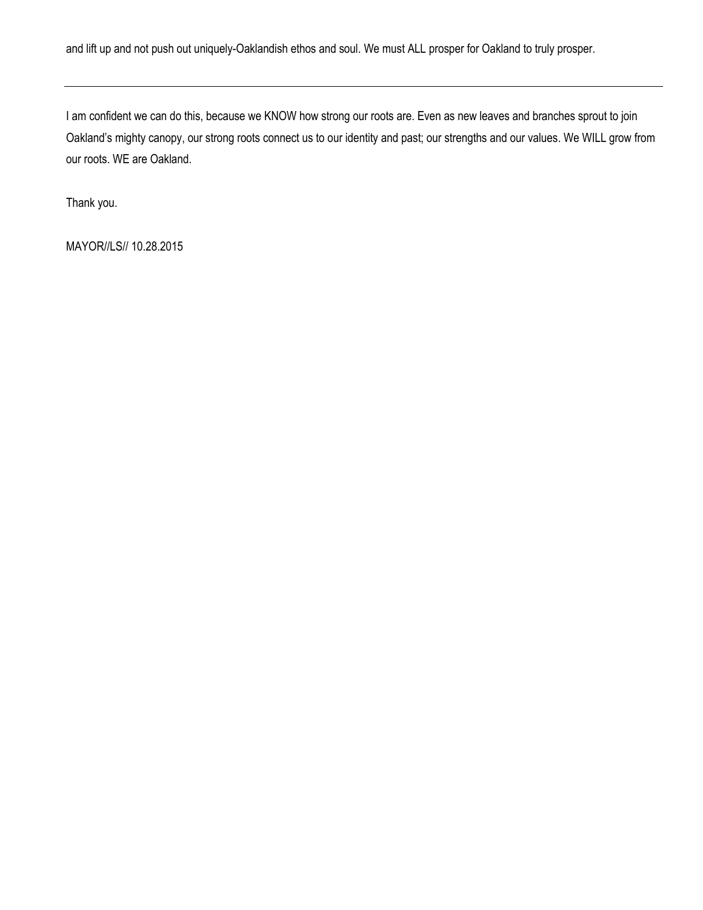and lift up and not push out uniquely-Oaklandish ethos and soul. We must ALL prosper for Oakland to truly prosper.

---

I am confident we can do this, because we KNOW how strong our roots are. Even as new leaves and branches sprout to join Oakland's mighty canopy, our strong roots connect us to our identity and past; our strengths and our values. We WILL grow from our roots. WE are Oakland.

Thank you.

MAYOR//LS// 10.28.2015